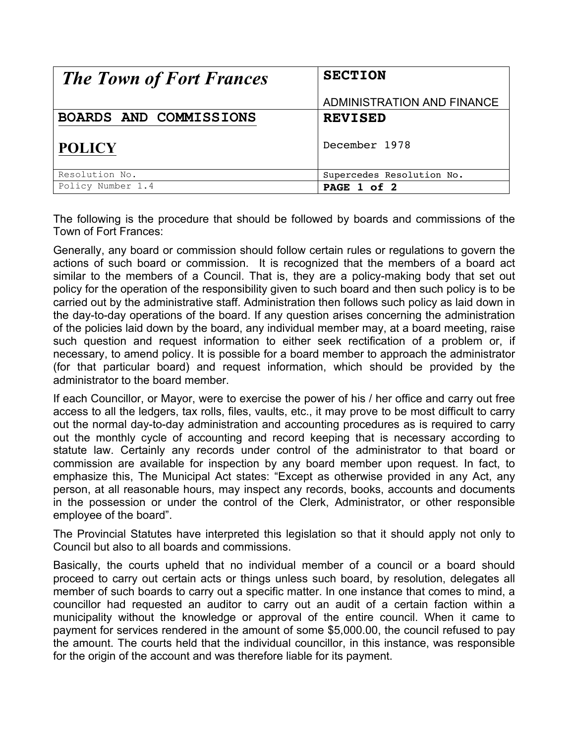| *The Town of Fort Frances* | **SECTION**<br><br>ADMINISTRATION AND FINANCE |
|---|---|
| **BOARDS AND COMMISSIONS**<br><br>**POLICY** | **REVISED**<br><br>December 1978 |
| Resolution No. | Supercedes Resolution No. |
| Policy Number 1.4 | |

The following is the procedure that should be followed by boards and commissions of the Town of Fort Frances:

Generally, any board or commission should follow certain rules or regulations to govern the actions of such board or commission. It is recognized that the members of a board act similar to the members of a Council. That is, they are a policy-making body that set out policy for the operation of the responsibility given to such board and then such policy is to be carried out by the administrative staff. Administration then follows such policy as laid down in the day-to-day operations of the board. If any question arises concerning the administration of the policies laid down by the board, any individual member may, at a board meeting, raise such question and request information to either seek rectification of a problem or, if necessary, to amend policy. It is possible for a board member to approach the administrator (for that particular board) and request information, which should be provided by the administrator to the board member.

If each Councillor, or Mayor, were to exercise the power of his / her office and carry out free access to all the ledgers, tax rolls, files, vaults, etc., it may prove to be most difficult to carry out the normal day-to-day administration and accounting procedures as is required to carry out the monthly cycle of accounting and record keeping that is necessary according to statute law. Certainly any records under control of the administrator to that board or commission are available for inspection by any board member upon request. In fact, to emphasize this, The Municipal Act states: "Except as otherwise provided in any Act, any person, at all reasonable hours, may inspect any records, books, accounts and documents in the possession or under the control of the Clerk, Administrator, or other responsible employee of the board".

The Provincial Statutes have interpreted this legislation so that it should apply not only to Council but also to all boards and commissions.

Basically, the courts upheld that no individual member of a council or a board should proceed to carry out certain acts or things unless such board, by resolution, delegates all member of such boards to carry out a specific matter. In one instance that comes to mind, a councillor had requested an auditor to carry out an audit of a certain faction within a municipality without the knowledge or approval of the entire council. When it came to payment for services rendered in the amount of some $5,000.00, the council refused to pay the amount. The courts held that the individual councillor, in this instance, was responsible for the origin of the account and was therefore liable for its payment.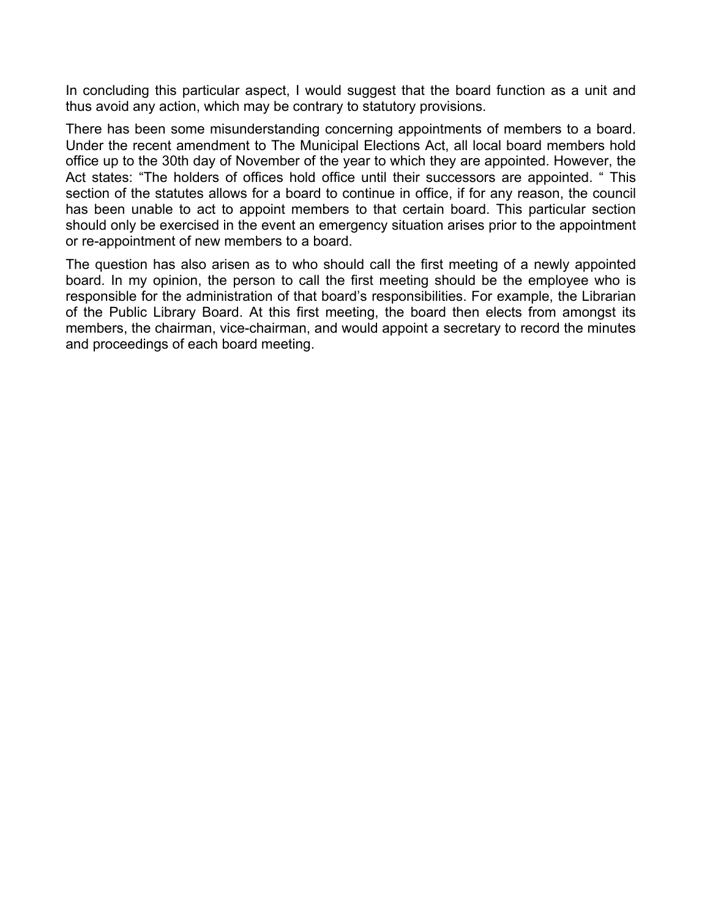In concluding this particular aspect, I would suggest that the board function as a unit and thus avoid any action, which may be contrary to statutory provisions.

There has been some misunderstanding concerning appointments of members to a board. Under the recent amendment to The Municipal Elections Act, all local board members hold office up to the 30th day of November of the year to which they are appointed. However, the Act states: "The holders of offices hold office until their successors are appointed. " This section of the statutes allows for a board to continue in office, if for any reason, the council has been unable to act to appoint members to that certain board. This particular section should only be exercised in the event an emergency situation arises prior to the appointment or re-appointment of new members to a board.

The question has also arisen as to who should call the first meeting of a newly appointed board. In my opinion, the person to call the first meeting should be the employee who is responsible for the administration of that board's responsibilities. For example, the Librarian of the Public Library Board. At this first meeting, the board then elects from amongst its members, the chairman, vice-chairman, and would appoint a secretary to record the minutes and proceedings of each board meeting.